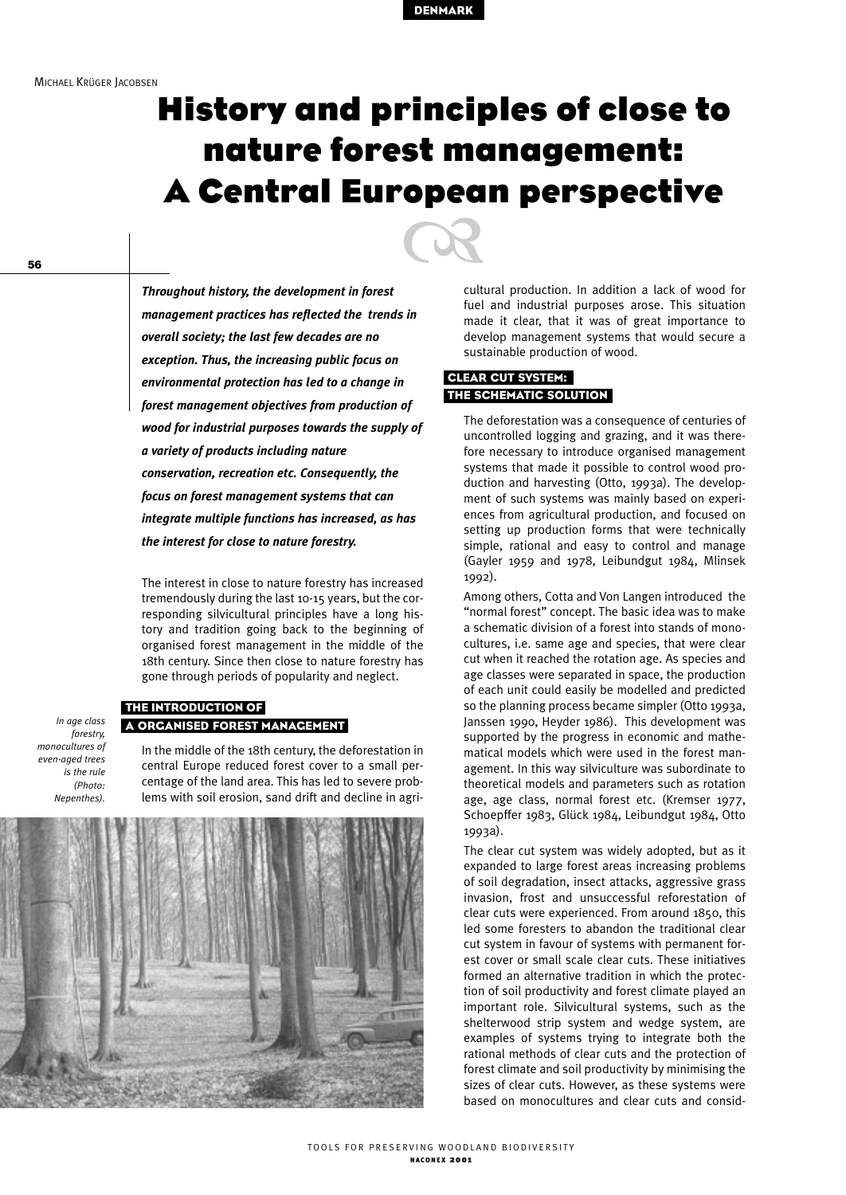Michael Krüger Jacobsen

# History and principles of close to nature forest management: A Central European perspective

***Throughout history, the development in forest management practices has reflected the trends in overall society; the last few decades are no exception. Thus, the increasing public focus on environmental protection has led to a change in forest management objectives from production of wood for industrial purposes towards the supply of a variety of products including nature conservation, recreation etc. Consequently, the focus on forest management systems that can integrate multiple functions has increased, as has the interest for close to nature forestry.***

The interest in close to nature forestry has increased tremendously during the last 10-15 years, but the corresponding silvicultural principles have a long history and tradition going back to the beginning of organised forest management in the middle of the 18th century. Since then close to nature forestry has gone through periods of popularity and neglect.

## The introduction of a organised forest management

In the middle of the 18th century, the deforestation in central Europe reduced forest cover to a small percentage of the land area. This has led to severe problems with soil erosion, sand drift and decline in agricultural production. In addition a lack of wood for fuel and industrial purposes arose. This situation made it clear, that it was of great importance to develop management systems that would secure a sustainable production of wood.

*In age class forestry, monocultures of even-aged trees is the rule (Photo: Nepenthes).*

## Clear cut system: the schematic solution

The deforestation was a consequence of centuries of uncontrolled logging and grazing, and it was therefore necessary to introduce organised management systems that made it possible to control wood production and harvesting (Otto, 1993a). The development of such systems was mainly based on experiences from agricultural production, and focused on setting up production forms that were technically simple, rational and easy to control and manage (Gayler 1959 and 1978, Leibundgut 1984, Mlinsek 1992).

Among others, Cotta and Von Langen introduced the "normal forest" concept. The basic idea was to make a schematic division of a forest into stands of monocultures, i.e. same age and species, that were clear cut when it reached the rotation age. As species and age classes were separated in space, the production of each unit could easily be modelled and predicted so the planning process became simpler (Otto 1993a, Janssen 1990, Heyder 1986). This development was supported by the progress in economic and mathematical models which were used in the forest management. In this way silviculture was subordinate to theoretical models and parameters such as rotation age, age class, normal forest etc. (Kremser 1977, Schoepffer 1983, Glück 1984, Leibundgut 1984, Otto 1993a).

The clear cut system was widely adopted, but as it expanded to large forest areas increasing problems of soil degradation, insect attacks, aggressive grass invasion, frost and unsuccessful reforestation of clear cuts were experienced. From around 1850, this led some foresters to abandon the traditional clear cut system in favour of systems with permanent forest cover or small scale clear cuts. These initiatives formed an alternative tradition in which the protection of soil productivity and forest climate played an important role. Silvicultural systems, such as the shelterwood strip system and wedge system, are examples of systems trying to integrate both the rational methods of clear cuts and the protection of forest climate and soil productivity by minimising the sizes of clear cuts. However, as these systems were based on monocultures and clear cuts and consid-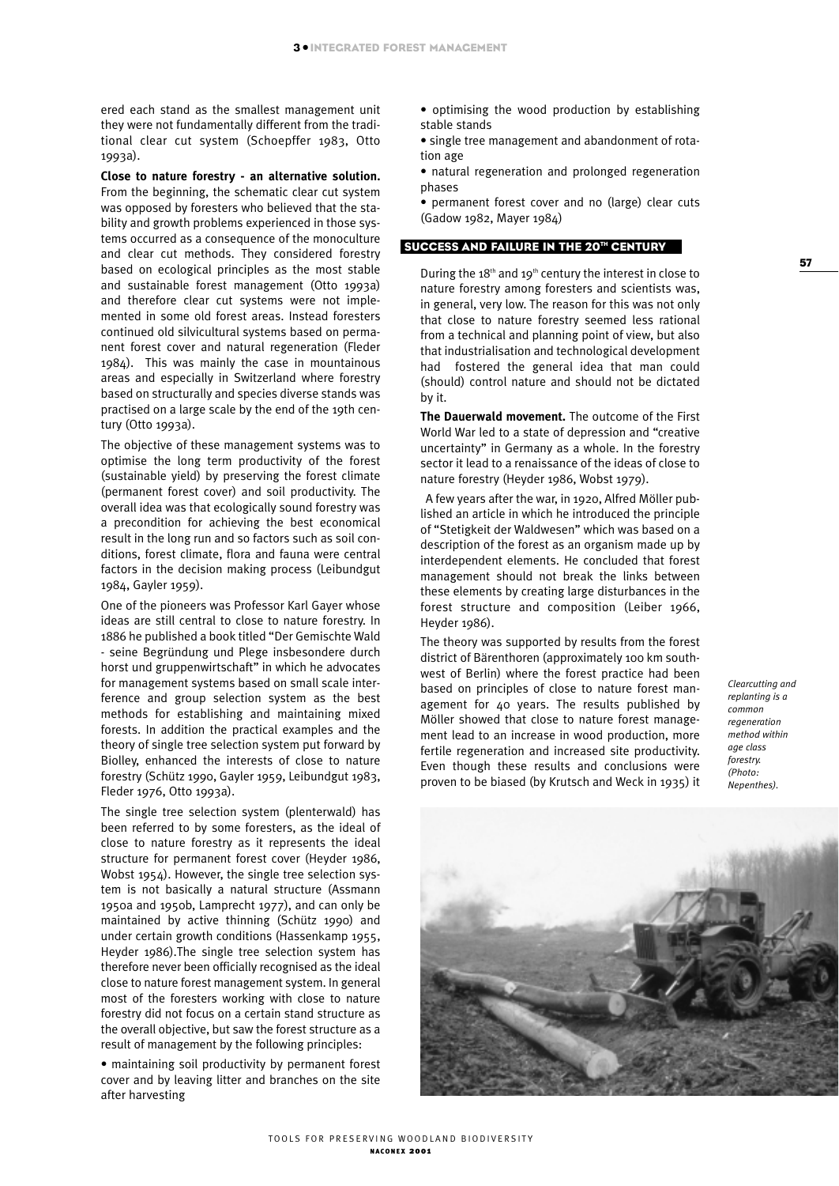ered each stand as the smallest management unit they were not fundamentally different from the traditional clear cut system (Schoepffer 1983, Otto 1993a).

**Close to nature forestry - an alternative solution.** From the beginning, the schematic clear cut system was opposed by foresters who believed that the stability and growth problems experienced in those systems occurred as a consequence of the monoculture and clear cut methods. They considered forestry based on ecological principles as the most stable and sustainable forest management (Otto 1993a) and therefore clear cut systems were not implemented in some old forest areas. Instead foresters continued old silvicultural systems based on permanent forest cover and natural regeneration (Fleder 1984). This was mainly the case in mountainous areas and especially in Switzerland where forestry based on structurally and species diverse stands was practised on a large scale by the end of the 19th century (Otto 1993a).

The objective of these management systems was to optimise the long term productivity of the forest (sustainable yield) by preserving the forest climate (permanent forest cover) and soil productivity. The overall idea was that ecologically sound forestry was a precondition for achieving the best economical result in the long run and so factors such as soil conditions, forest climate, flora and fauna were central factors in the decision making process (Leibundgut 1984, Gayler 1959).

One of the pioneers was Professor Karl Gayer whose ideas are still central to close to nature forestry. In 1886 he published a book titled "Der Gemischte Wald - seine Begründung und Plege insbesondere durch horst und gruppenwirtschaft" in which he advocates for management systems based on small scale interference and group selection system as the best methods for establishing and maintaining mixed forests. In addition the practical examples and the theory of single tree selection system put forward by Biolley, enhanced the interests of close to nature forestry (Schütz 1990, Gayler 1959, Leibundgut 1983, Fleder 1976, Otto 1993a).

The single tree selection system (plenterwald) has been referred to by some foresters, as the ideal of close to nature forestry as it represents the ideal structure for permanent forest cover (Heyder 1986, Wobst 1954). However, the single tree selection system is not basically a natural structure (Assmann 1950a and 1950b, Lamprecht 1977), and can only be maintained by active thinning (Schütz 1990) and under certain growth conditions (Hassenkamp 1955, Heyder 1986).The single tree selection system has therefore never been officially recognised as the ideal close to nature forest management system. In general most of the foresters working with close to nature forestry did not focus on a certain stand structure as the overall objective, but saw the forest structure as a result of management by the following principles:

- maintaining soil productivity by permanent forest cover and by leaving litter and branches on the site after harvesting
- optimising the wood production by establishing stable stands
- single tree management and abandonment of rotation age
- natural regeneration and prolonged regeneration phases
- permanent forest cover and no (large) clear cuts (Gadow 1982, Mayer 1984)

## SUCCESS AND FAILURE IN THE 20TH CENTURY

During the 18th and 19th century the interest in close to nature forestry among foresters and scientists was, in general, very low. The reason for this was not only that close to nature forestry seemed less rational from a technical and planning point of view, but also that industrialisation and technological development had fostered the general idea that man could (should) control nature and should not be dictated by it.

**The Dauerwald movement.** The outcome of the First World War led to a state of depression and "creative uncertainty" in Germany as a whole. In the forestry sector it lead to a renaissance of the ideas of close to nature forestry (Heyder 1986, Wobst 1979).

A few years after the war, in 1920, Alfred Möller published an article in which he introduced the principle of "Stetigkeit der Waldwesen" which was based on a description of the forest as an organism made up by interdependent elements. He concluded that forest management should not break the links between these elements by creating large disturbances in the forest structure and composition (Leiber 1966, Heyder 1986).

The theory was supported by results from the forest district of Bärenthoren (approximately 100 km southwest of Berlin) where the forest practice had been based on principles of close to nature forest management for 40 years. The results published by Möller showed that close to nature forest management lead to an increase in wood production, more fertile regeneration and increased site productivity. Even though these results and conclusions were proven to be biased (by Krutsch and Weck in 1935) it

*Clearcutting and replanting is a common regeneration method within age class forestry. (Photo: Nepenthes).*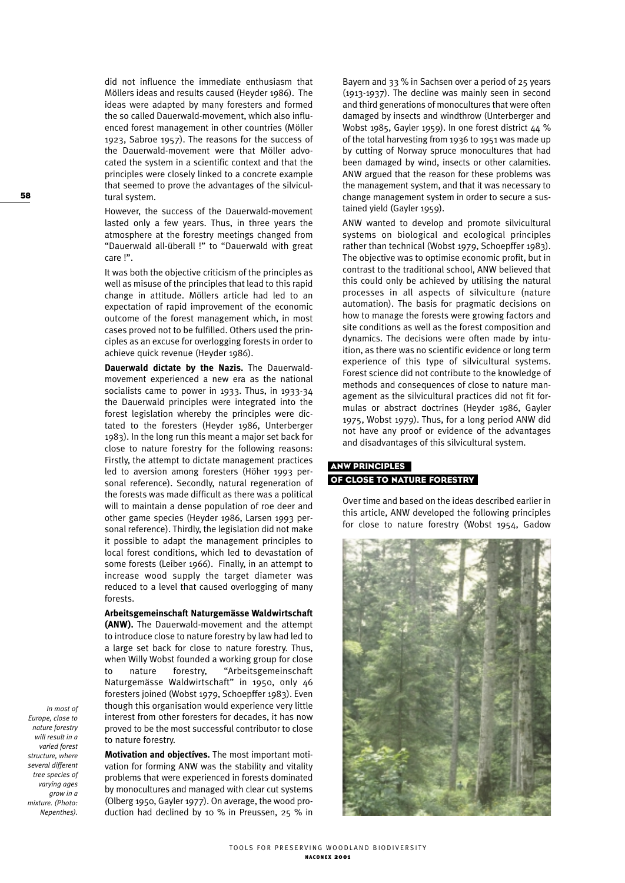did not influence the immediate enthusiasm that Möllers ideas and results caused (Heyder 1986). The ideas were adapted by many foresters and formed the so called Dauerwald-movement, which also influenced forest management in other countries (Möller 1923, Sabroe 1957). The reasons for the success of the Dauerwald-movement were that Möller advocated the system in a scientific context and that the principles were closely linked to a concrete example that seemed to prove the advantages of the silvicultural system.

However, the success of the Dauerwald-movement lasted only a few years. Thus, in three years the atmosphere at the forestry meetings changed from "Dauerwald all-überall !" to "Dauerwald with great care !".

It was both the objective criticism of the principles as well as misuse of the principles that lead to this rapid change in attitude. Möllers article had led to an expectation of rapid improvement of the economic outcome of the forest management which, in most cases proved not to be fulfilled. Others used the principles as an excuse for overlogging forests in order to achieve quick revenue (Heyder 1986).

**Dauerwald dictate by the Nazis.** The Dauerwald-movement experienced a new era as the national socialists came to power in 1933. Thus, in 1933-34 the Dauerwald principles were integrated into the forest legislation whereby the principles were dictated to the foresters (Heyder 1986, Unterberger 1983). In the long run this meant a major set back for close to nature forestry for the following reasons: Firstly, the attempt to dictate management practices led to aversion among foresters (Höher 1993 personal reference). Secondly, natural regeneration of the forests was made difficult as there was a political will to maintain a dense population of roe deer and other game species (Heyder 1986, Larsen 1993 personal reference). Thirdly, the legislation did not make it possible to adapt the management principles to local forest conditions, which led to devastation of some forests (Leiber 1966). Finally, in an attempt to increase wood supply the target diameter was reduced to a level that caused overlogging of many forests.

**Arbeitsgemeinschaft Naturgemässe Waldwirtschaft (ANW).** The Dauerwald-movement and the attempt to introduce close to nature forestry by law had led to a large set back for close to nature forestry. Thus, when Willy Wobst founded a working group for close to nature forestry, "Arbeitsgemeinschaft Naturgemässe Waldwirtschaft" in 1950, only 46 foresters joined (Wobst 1979, Schoepffer 1983). Even though this organisation would experience very little interest from other foresters for decades, it has now proved to be the most successful contributor to close to nature forestry.

*In most of Europe, close to nature forestry will result in a varied forest structure, where several different tree species of varying ages grow in a mixture. (Photo: Nepenthes).*

**Motivation and objectives.** The most important motivation for forming ANW was the stability and vitality problems that were experienced in forests dominated by monocultures and managed with clear cut systems (Olberg 1950, Gayler 1977). On average, the wood production had declined by 10 % in Preussen, 25 % in Bayern and 33 % in Sachsen over a period of 25 years (1913-1937). The decline was mainly seen in second and third generations of monocultures that were often damaged by insects and windthrow (Unterberger and Wobst 1985, Gayler 1959). In one forest district 44 % of the total harvesting from 1936 to 1951 was made up by cutting of Norway spruce monocultures that had been damaged by wind, insects or other calamities. ANW argued that the reason for these problems was the management system, and that it was necessary to change management system in order to secure a sustained yield (Gayler 1959).

ANW wanted to develop and promote silvicultural systems on biological and ecological principles rather than technical (Wobst 1979, Schoepffer 1983). The objective was to optimise economic profit, but in contrast to the traditional school, ANW believed that this could only be achieved by utilising the natural processes in all aspects of silviculture (nature automation). The basis for pragmatic decisions on how to manage the forests were growing factors and site conditions as well as the forest composition and dynamics. The decisions were often made by intuition, as there was no scientific evidence or long term experience of this type of silvicultural systems. Forest science did not contribute to the knowledge of methods and consequences of close to nature management as the silvicultural practices did not fit formulas or abstract doctrines (Heyder 1986, Gayler 1975, Wobst 1979). Thus, for a long period ANW did not have any proof or evidence of the advantages and disadvantages of this silvicultural system.

## ANW PRINCIPLES OF CLOSE TO NATURE FORESTRY

Over time and based on the ideas described earlier in this article, ANW developed the following principles for close to nature forestry (Wobst 1954, Gadow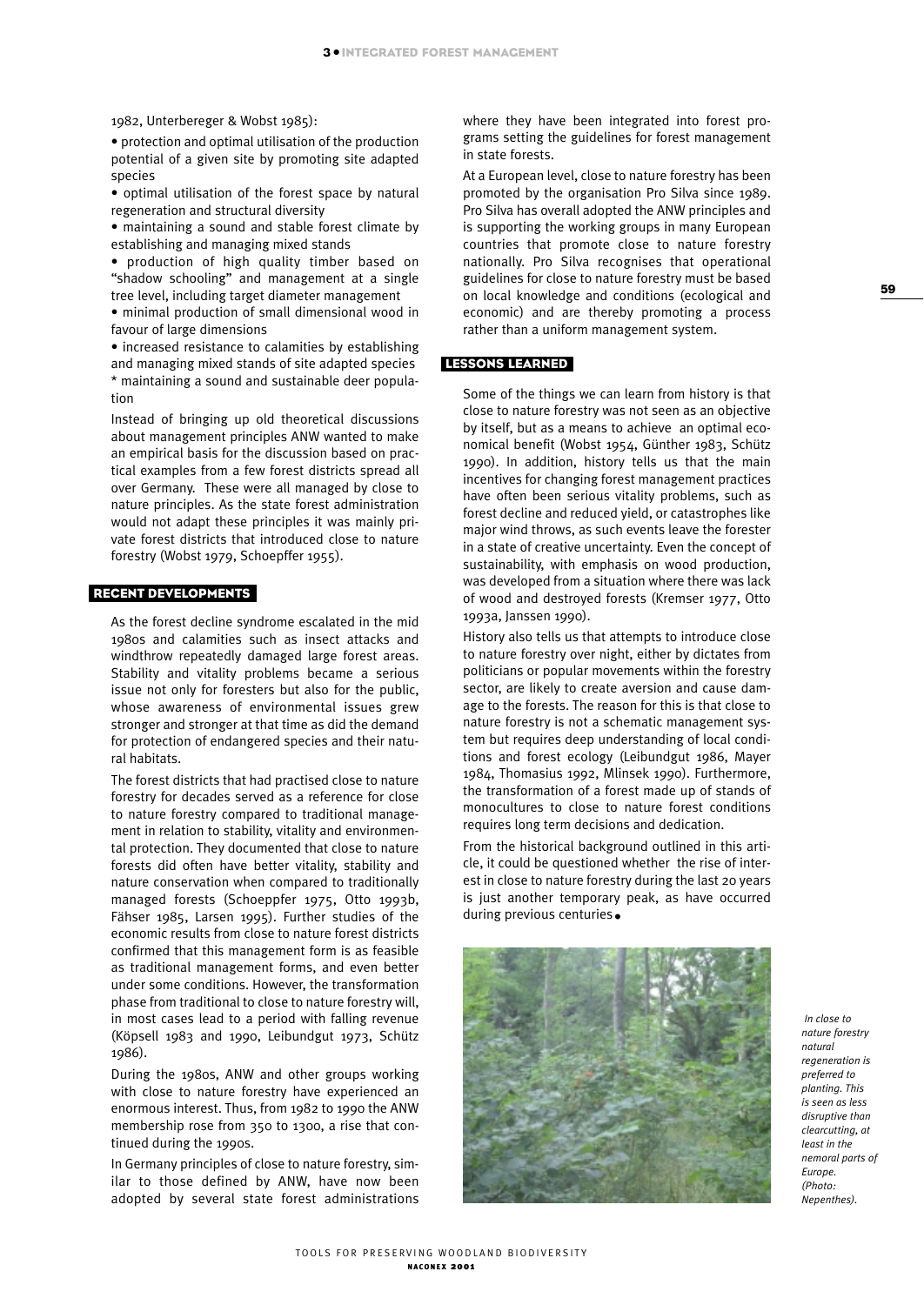1982, Unterbereger & Wobst 1985):

- protection and optimal utilisation of the production potential of a given site by promoting site adapted species
- optimal utilisation of the forest space by natural regeneration and structural diversity
- maintaining a sound and stable forest climate by establishing and managing mixed stands
- production of high quality timber based on "shadow schooling" and management at a single tree level, including target diameter management
- minimal production of small dimensional wood in favour of large dimensions
- increased resistance to calamities by establishing and managing mixed stands of site adapted species

* maintaining a sound and sustainable deer population

Instead of bringing up old theoretical discussions about management principles ANW wanted to make an empirical basis for the discussion based on practical examples from a few forest districts spread all over Germany. These were all managed by close to nature principles. As the state forest administration would not adapt these principles it was mainly private forest districts that introduced close to nature forestry (Wobst 1979, Schoepffer 1955).

## RECENT DEVELOPMENTS

As the forest decline syndrome escalated in the mid 1980s and calamities such as insect attacks and windthrow repeatedly damaged large forest areas. Stability and vitality problems became a serious issue not only for foresters but also for the public, whose awareness of environmental issues grew stronger and stronger at that time as did the demand for protection of endangered species and their natural habitats.

The forest districts that had practised close to nature forestry for decades served as a reference for close to nature forestry compared to traditional management in relation to stability, vitality and environmental protection. They documented that close to nature forests did often have better vitality, stability and nature conservation when compared to traditionally managed forests (Schoeppfer 1975, Otto 1993b, Fähser 1985, Larsen 1995). Further studies of the economic results from close to nature forest districts confirmed that this management form is as feasible as traditional management forms, and even better under some conditions. However, the transformation phase from traditional to close to nature forestry will, in most cases lead to a period with falling revenue (Köpsell 1983 and 1990, Leibundgut 1973, Schütz 1986).

During the 1980s, ANW and other groups working with close to nature forestry have experienced an enormous interest. Thus, from 1982 to 1990 the ANW membership rose from 350 to 1300, a rise that continued during the 1990s.

In Germany principles of close to nature forestry, similar to those defined by ANW, have now been adopted by several state forest administrations where they have been integrated into forest programs setting the guidelines for forest management in state forests.

At a European level, close to nature forestry has been promoted by the organisation Pro Silva since 1989. Pro Silva has overall adopted the ANW principles and is supporting the working groups in many European countries that promote close to nature forestry nationally. Pro Silva recognises that operational guidelines for close to nature forestry must be based on local knowledge and conditions (ecological and economic) and are thereby promoting a process rather than a uniform management system.

## LESSONS LEARNED

Some of the things we can learn from history is that close to nature forestry was not seen as an objective by itself, but as a means to achieve an optimal economical benefit (Wobst 1954, Günther 1983, Schütz 1990). In addition, history tells us that the main incentives for changing forest management practices have often been serious vitality problems, such as forest decline and reduced yield, or catastrophes like major wind throws, as such events leave the forester in a state of creative uncertainty. Even the concept of sustainability, with emphasis on wood production, was developed from a situation where there was lack of wood and destroyed forests (Kremser 1977, Otto 1993a, Janssen 1990).

History also tells us that attempts to introduce close to nature forestry over night, either by dictates from politicians or popular movements within the forestry sector, are likely to create aversion and cause damage to the forests. The reason for this is that close to nature forestry is not a schematic management system but requires deep understanding of local conditions and forest ecology (Leibundgut 1986, Mayer 1984, Thomasius 1992, Mlinsek 1990). Furthermore, the transformation of a forest made up of stands of monocultures to close to nature forest conditions requires long term decisions and dedication.

From the historical background outlined in this article, it could be questioned whether the rise of interest in close to nature forestry during the last 20 years is just another temporary peak, as have occurred during previous centuries.

*In close to nature forestry natural regeneration is preferred to planting. This is seen as less disruptive than clearcutting, at least in the nemoral parts of Europe. (Photo: Nepenthes).*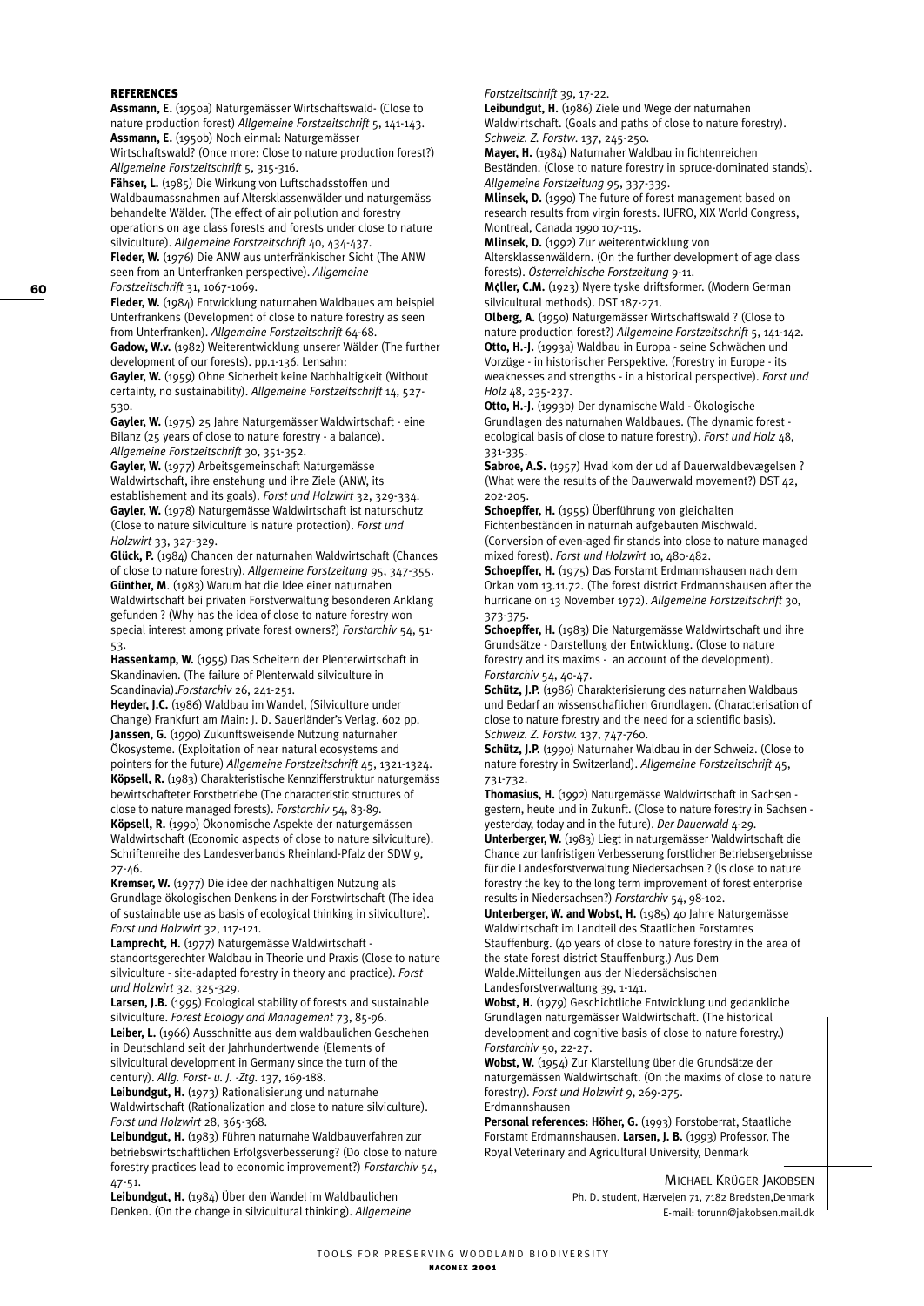## REFERENCES

**Assmann, E.** (1950a) Naturgemässer Wirtschaftswald- (Close to nature production forest) *Allgemeine Forstzeitschrift* 5, 141-143.

**Assmann, E.** (1950b) Noch einmal: Naturgemässer Wirtschaftswald? (Once more: Close to nature production forest?) *Allgemeine Forstzeitschrift* 5, 315-316.

**Fähser, L.** (1985) Die Wirkung von Luftschadsstoffen und Waldbaumassnahmen auf Altersklassenwälder und naturgemäss behandelte Wälder. (The effect of air pollution and forestry operations on age class forests and forests under close to nature silviculture). *Allgemeine Forstzeitschrift* 40, 434-437.

**Fleder, W.** (1976) Die ANW aus unterfränkischer Sicht (The ANW seen from an Unterfranken perspective). *Allgemeine Forstzeitschrift* 31, 1067-1069.

**Fleder, W.** (1984) Entwicklung naturnahen Waldbaues am beispiel Unterfrankens (Development of close to nature forestry as seen from Unterfranken). *Allgemeine Forstzeitschrift* 64-68.

**Gadow, W.v.** (1982) Weiterentwicklung unserer Wälder (The further development of our forests). pp.1-136. Lensahn:

**Gayler, W.** (1959) Ohne Sicherheit keine Nachhaltigkeit (Without certainty, no sustainability). *Allgemeine Forstzeitschrift* 14, 527-530.

**Gayler, W.** (1975) 25 Jahre Naturgemässer Waldwirtschaft - eine Bilanz (25 years of close to nature forestry - a balance). *Allgemeine Forstzeitschrift* 30, 351-352.

**Gayler, W.** (1977) Arbeitsgemeinschaft Naturgemässe Waldwirtschaft, ihre enstehung und ihre Ziele (ANW, its establishement and its goals). *Forst und Holzwirt* 32, 329-334.

**Gayler, W.** (1978) Naturgemässe Waldwirtschaft ist naturschutz (Close to nature silviculture is nature protection). *Forst und Holzwirt* 33, 327-329.

**Glück, P.** (1984) Chancen der naturnahen Waldwirtschaft (Chances of close to nature forestry). *Allgemeine Forstzeitung* 95, 347-355.

**Günther, M**. (1983) Warum hat die Idee einer naturnahen Waldwirtschaft bei privaten Forstverwaltung besonderen Anklang gefunden ? (Why has the idea of close to nature forestry won special interest among private forest owners?) *Forstarchiv* 54, 51-53.

**Hassenkamp, W.** (1955) Das Scheitern der Plenterwirtschaft in Skandinavien. (The failure of Plenterwald silviculture in Scandinavia).*Forstarchiv* 26, 241-251.

**Heyder, J.C.** (1986) Waldbau im Wandel, (Silviculture under Change) Frankfurt am Main: J. D. Sauerländer's Verlag. 602 pp.

**Janssen, G.** (1990) Zukunftsweisende Nutzung naturnaher Ökosysteme. (Exploitation of near natural ecosystems and pointers for the future) *Allgemeine Forstzeitschrift* 45, 1321-1324.

**Köpsell, R.** (1983) Charakteristische Kennzifferstruktur naturgemäss bewirtschafteter Forstbetriebe (The characteristic structures of close to nature managed forests). *Forstarchiv* 54, 83-89.

**Köpsell, R.** (1990) Ökonomische Aspekte der naturgemässen Waldwirtschaft (Economic aspects of close to nature silviculture). Schriftenreihe des Landesverbands Rheinland-Pfalz der SDW 9, 27-46.

**Kremser, W.** (1977) Die idee der nachhaltigen Nutzung als Grundlage ökologischen Denkens in der Forstwirtschaft (The idea of sustainable use as basis of ecological thinking in silviculture). *Forst und Holzwirt* 32, 117-121.

**Lamprecht, H.** (1977) Naturgemässe Waldwirtschaft - standortsgerechter Waldbau in Theorie und Praxis (Close to nature silviculture - site-adapted forestry in theory and practice). *Forst und Holzwirt* 32, 325-329.

**Larsen, J.B.** (1995) Ecological stability of forests and sustainable silviculture. *Forest Ecology and Management* 73, 85-96.

**Leiber, L.** (1966) Ausschnitte aus dem waldbaulichen Geschehen in Deutschland seit der Jahrhundertwende (Elements of silvicultural development in Germany since the turn of the century). *Allg. Forst- u. J. -Ztg.* 137, 169-188.

**Leibundgut, H.** (1973) Rationalisierung und naturnahe Waldwirtschaft (Rationalization and close to nature silviculture). *Forst und Holzwirt* 28, 365-368.

**Leibundgut, H.** (1983) Führen naturnahe Waldbauverfahren zur betriebswirtschaftlichen Erfolgsverbesserung? (Do close to nature forestry practices lead to economic improvement?) *Forstarchiv* 54, 47-51.

**Leibundgut, H.** (1984) Über den Wandel im Waldbaulichen Denken. (On the change in silvicultural thinking). *Allgemeine Forstzeitschrift* 39, 17-22.

**Leibundgut, H.** (1986) Ziele und Wege der naturnahen Waldwirtschaft. (Goals and paths of close to nature forestry). *Schweiz. Z. Forstw.* 137, 245-250.

**Mayer, H.** (1984) Naturnaher Waldbau in fichtenreichen Beständen. (Close to nature forestry in spruce-dominated stands). *Allgemeine Forstzeitung* 95, 337-339.

**Mlinsek, D.** (1990) The future of forest management based on research results from virgin forests. IUFRO, XIX World Congress, Montreal, Canada 1990 107-115.

**Mlinsek, D.** (1992) Zur weiterentwicklung von Altersklassenwäldern. (On the further development of age class forests). *Österreichische Forstzeitung* 9-11.

**Mçller, C.M.** (1923) Nyere tyske driftsformer. (Modern German silvicultural methods). DST 187-271.

**Olberg, A.** (1950) Naturgemässer Wirtschaftswald ? (Close to nature production forest?) *Allgemeine Forstzeitschrift* 5, 141-142.

**Otto, H.-J.** (1993a) Waldbau in Europa - seine Schwächen und Vorzüge - in historischer Perspektive. (Forestry in Europe - its weaknesses and strengths - in a historical perspective). *Forst und Holz* 48, 235-237.

**Otto, H.-J.** (1993b) Der dynamische Wald - Ökologische Grundlagen des naturnahen Waldbaues. (The dynamic forest - ecological basis of close to nature forestry). *Forst und Holz* 48, 331-335.

**Sabroe, A.S.** (1957) Hvad kom der ud af Dauerwaldbevægelsen ? (What were the results of the Dauwerwald movement?) DST 42, 202-205.

**Schoepffer, H.** (1955) Überführung von gleichalten Fichtenbeständen in naturnah aufgebauten Mischwald. (Conversion of even-aged fir stands into close to nature managed mixed forest). *Forst und Holzwirt* 10, 480-482.

**Schoepffer, H.** (1975) Das Forstamt Erdmannshausen nach dem Orkan vom 13.11.72. (The forest district Erdmannshausen after the hurricane on 13 November 1972). *Allgemeine Forstzeitschrift* 30, 373-375.

**Schoepffer, H.** (1983) Die Naturgemässe Waldwirtschaft und ihre Grundsätze - Darstellung der Entwicklung. (Close to nature forestry and its maxims - an account of the development). *Forstarchiv* 54, 40-47.

**Schütz, J.P.** (1986) Charakterisierung des naturnahen Waldbaus und Bedarf an wissenschaflichen Grundlagen. (Characterisation of close to nature forestry and the need for a scientific basis). *Schweiz. Z. Forstw.* 137, 747-760.

**Schütz, J.P.** (1990) Naturnaher Waldbau in der Schweiz. (Close to nature forestry in Switzerland). *Allgemeine Forstzeitschrift* 45, 731-732.

**Thomasius, H.** (1992) Naturgemässe Waldwirtschaft in Sachsen - gestern, heute und in Zukunft. (Close to nature forestry in Sachsen - yesterday, today and in the future). *Der Dauerwald* 4-29.

**Unterberger, W.** (1983) Liegt in naturgemässer Waldwirtschaft die Chance zur lanfristigen Verbesserung forstlicher Betriebsergebnisse für die Landesforstverwaltung Niedersachsen ? (Is close to nature forestry the key to the long term improvement of forest enterprise results in Niedersachsen?) *Forstarchiv* 54, 98-102.

**Unterberger, W. and Wobst, H.** (1985) 40 Jahre Naturgemässe Waldwirtschaft im Landteil des Staatlichen Forstamtes Stauffenburg. (40 years of close to nature forestry in the area of the state forest district Stauffenburg.) Aus Dem Walde.Mitteilungen aus der Niedersächsischen Landesforstverwaltung 39, 1-141.

**Wobst, H.** (1979) Geschichtliche Entwicklung und gedankliche Grundlagen naturgemässer Waldwirtschaft. (The historical development and cognitive basis of close to nature forestry.) *Forstarchiv* 50, 22-27.

**Wobst, W.** (1954) Zur Klarstellung über die Grundsätze der naturgemässen Waldwirtschaft. (On the maxims of close to nature forestry). *Forst und Holzwirt* 9, 269-275. Erdmannshausen

**Personal references: Höher, G.** (1993) Forstoberrat, Staatliche Forstamt Erdmannshausen. **Larsen, J. B.** (1993) Professor, The Royal Veterinary and Agricultural University, Denmark

Michael Krüger Jakobsen
Ph. D. student, Hærvejen 71, 7182 Bredsten,Denmark
E-mail: torunn@jakobsen.mail.dk